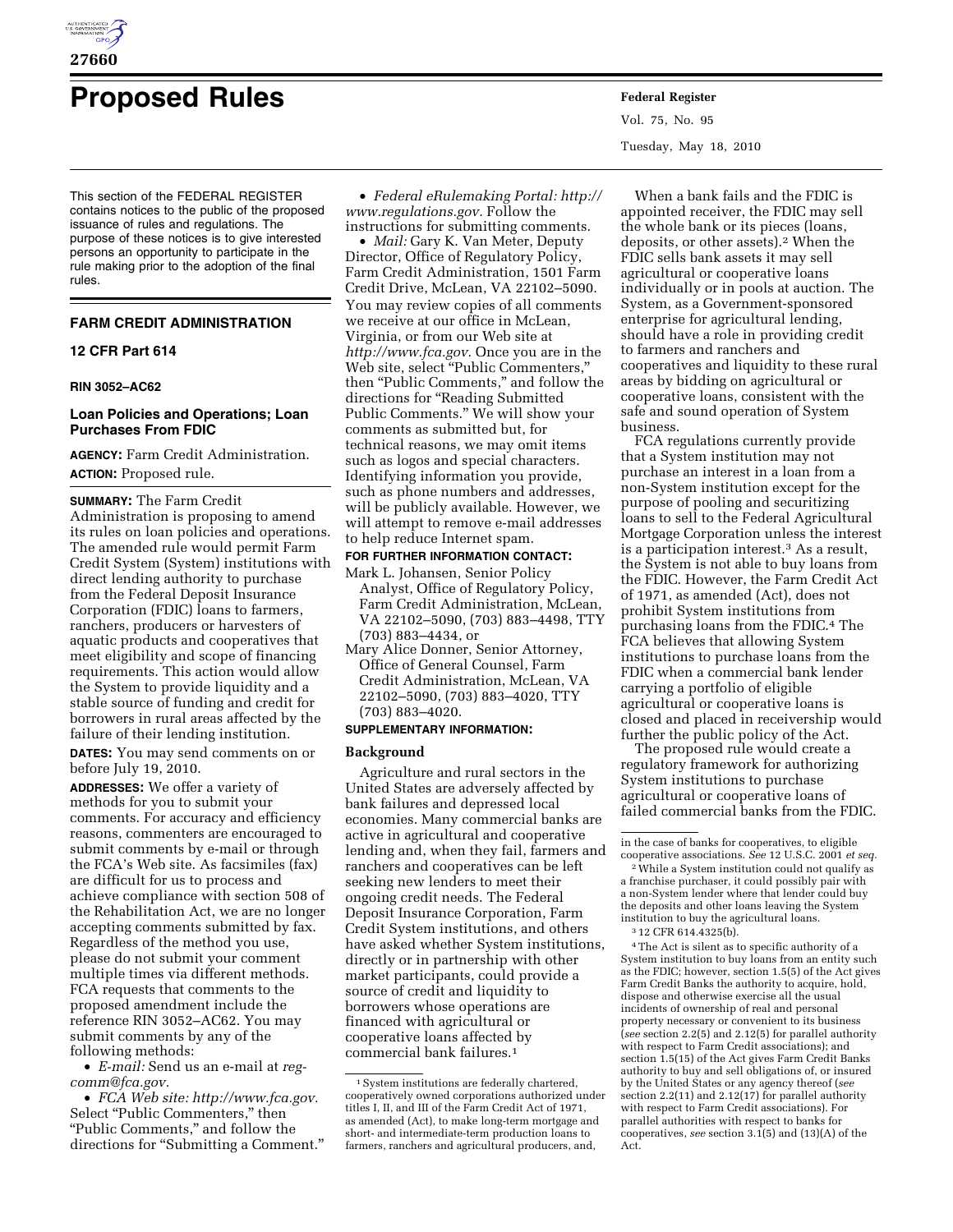# Proposed Rules

This section of the FEDERAL REGISTER contains notices to the public of the proposed issuance of rules and regulations. The purpose of these notices is to give interested persons an opportunity to participate in the rule making prior to the adoption of the final rules.

## FARM CREDIT ADMINISTRATION

### 12 CFR Part 614

**RIN 3052–AC62**

### Loan Policies and Operations; Loan Purchases From FDIC

**AGENCY:** Farm Credit Administration.

**ACTION:** Proposed rule.

**SUMMARY:** The Farm Credit Administration is proposing to amend its rules on loan policies and operations. The amended rule would permit Farm Credit System (System) institutions with direct lending authority to purchase from the Federal Deposit Insurance Corporation (FDIC) loans to farmers, ranchers, producers or harvesters of aquatic products and cooperatives that meet eligibility and scope of financing requirements. This action would allow the System to provide liquidity and a stable source of funding and credit for borrowers in rural areas affected by the failure of their lending institution.

**DATES:** You may send comments on or before July 19, 2010.

**ADDRESSES:** We offer a variety of methods for you to submit your comments. For accuracy and efficiency reasons, commenters are encouraged to submit comments by e-mail or through the FCA's Web site. As facsimiles (fax) are difficult for us to process and achieve compliance with section 508 of the Rehabilitation Act, we are no longer accepting comments submitted by fax. Regardless of the method you use, please do not submit your comment multiple times via different methods. FCA requests that comments to the proposed amendment include the reference RIN 3052–AC62. You may submit comments by any of the following methods:

- *E-mail:* Send us an e-mail at *reg-comm@fca.gov.*
- *FCA Web site: http://www.fca.gov.* Select "Public Commenters," then "Public Comments," and follow the directions for "Submitting a Comment."
- *Federal eRulemaking Portal: http://www.regulations.gov.* Follow the instructions for submitting comments.
- *Mail:* Gary K. Van Meter, Deputy Director, Office of Regulatory Policy, Farm Credit Administration, 1501 Farm Credit Drive, McLean, VA 22102–5090.

You may review copies of all comments we receive at our office in McLean, Virginia, or from our Web site at *http://www.fca.gov.* Once you are in the Web site, select "Public Commenters," then "Public Comments," and follow the directions for "Reading Submitted Public Comments." We will show your comments as submitted but, for technical reasons, we may omit items such as logos and special characters. Identifying information you provide, such as phone numbers and addresses, will be publicly available. However, we will attempt to remove e-mail addresses to help reduce Internet spam.

**FOR FURTHER INFORMATION CONTACT:**

Mark L. Johansen, Senior Policy Analyst, Office of Regulatory Policy, Farm Credit Administration, McLean, VA 22102–5090, (703) 883–4498, TTY (703) 883–4434, or

Mary Alice Donner, Senior Attorney, Office of General Counsel, Farm Credit Administration, McLean, VA 22102–5090, (703) 883–4020, TTY (703) 883–4020.

**SUPPLEMENTARY INFORMATION:**

### Background

Agriculture and rural sectors in the United States are adversely affected by bank failures and depressed local economies. Many commercial banks are active in agricultural and cooperative lending and, when they fail, farmers and ranchers and cooperatives can be left seeking new lenders to meet their ongoing credit needs. The Federal Deposit Insurance Corporation, Farm Credit System institutions, and others have asked whether System institutions, directly or in partnership with other market participants, could provide a source of credit and liquidity to borrowers whose operations are financed with agricultural or cooperative loans affected by commercial bank failures.[1]

When a bank fails and the FDIC is appointed receiver, the FDIC may sell the whole bank or its pieces (loans, deposits, or other assets).[2] When the FDIC sells bank assets it may sell agricultural or cooperative loans individually or in pools at auction. The System, as a Government-sponsored enterprise for agricultural lending, should have a role in providing credit to farmers and ranchers and cooperatives and liquidity to these rural areas by bidding on agricultural or cooperative loans, consistent with the safe and sound operation of System business.

FCA regulations currently provide that a System institution may not purchase an interest in a loan from a non-System institution except for the purpose of pooling and securitizing loans to sell to the Federal Agricultural Mortgage Corporation unless the interest is a participation interest.[3] As a result, the System is not able to buy loans from the FDIC. However, the Farm Credit Act of 1971, as amended (Act), does not prohibit System institutions from purchasing loans from the FDIC.[4] The FCA believes that allowing System institutions to purchase loans from the FDIC when a commercial bank lender carrying a portfolio of eligible agricultural or cooperative loans is closed and placed in receivership would further the public policy of the Act.

The proposed rule would create a regulatory framework for authorizing System institutions to purchase agricultural or cooperative loans of failed commercial banks from the FDIC.

---

[1] System institutions are federally chartered, cooperatively owned corporations authorized under titles I, II, and III of the Farm Credit Act of 1971, as amended (Act), to make long-term mortgage and short- and intermediate-term production loans to farmers, ranchers and agricultural producers, and, in the case of banks for cooperatives, to eligible cooperative associations. *See* 12 U.S.C. 2001 *et seq.*

[2] While a System institution could not qualify as a franchise purchaser, it could possibly pair with a non-System lender where that lender could buy the deposits and other loans leaving the System institution to buy the agricultural loans.

[3] 12 CFR 614.4325(b).

[4] The Act is silent as to specific authority of a System institution to buy loans from an entity such as the FDIC; however, section 1.5(5) of the Act gives Farm Credit Banks the authority to acquire, hold, dispose and otherwise exercise all the usual incidents of ownership of real and personal property necessary or convenient to its business (*see* section 2.2(5) and 2.12(5) for parallel authority with respect to Farm Credit associations); and section 1.5(15) of the Act gives Farm Credit Banks authority to buy and sell obligations of, or insured by the United States or any agency thereof (*see* section 2.2(11) and 2.12(17) for parallel authority with respect to Farm Credit associations). For parallel authorities with respect to banks for cooperatives, *see* section 3.1(5) and (13)(A) of the Act.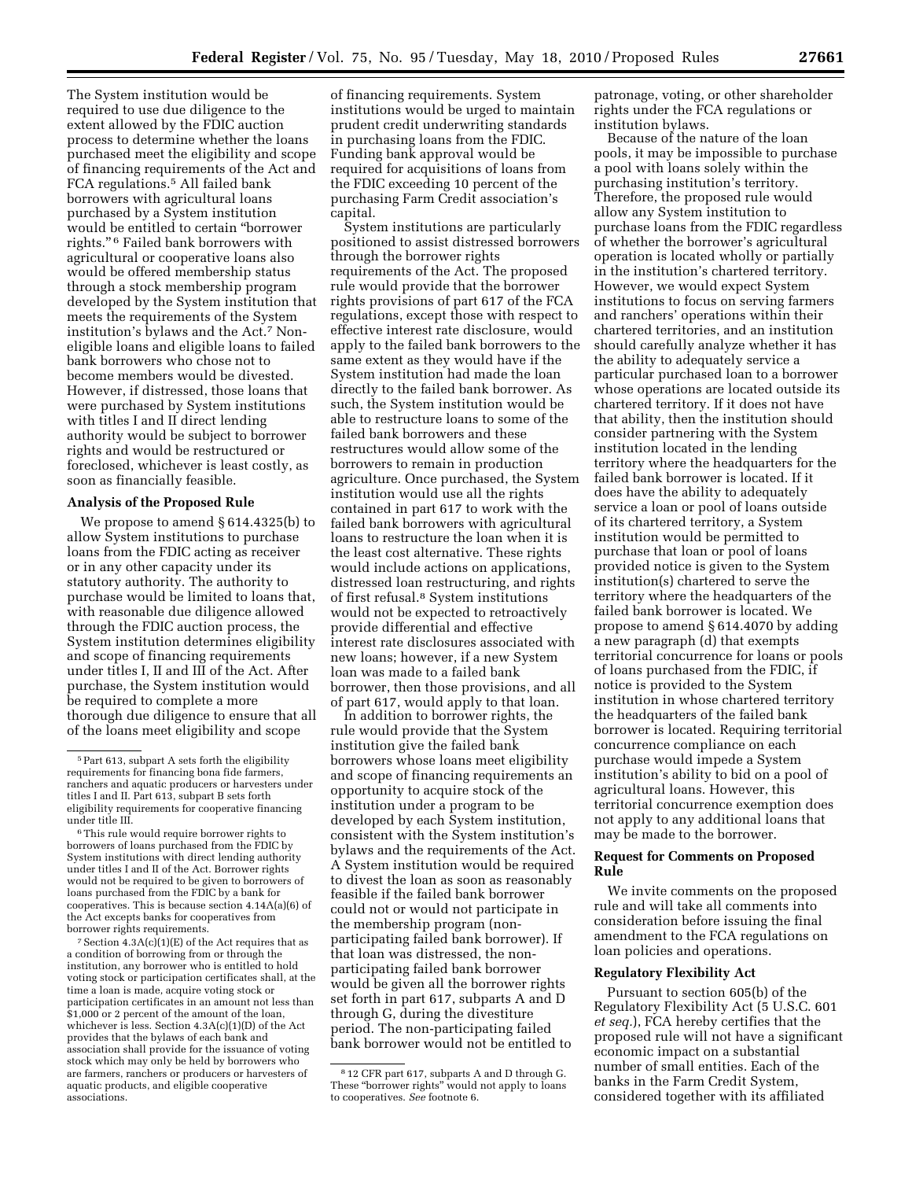The System institution would be required to use due diligence to the extent allowed by the FDIC auction process to determine whether the loans purchased meet the eligibility and scope of financing requirements of the Act and FCA regulations.[5] All failed bank borrowers with agricultural loans purchased by a System institution would be entitled to certain "borrower rights."[6] Failed bank borrowers with agricultural or cooperative loans also would be offered membership status through a stock membership program developed by the System institution that meets the requirements of the System institution's bylaws and the Act.[7] Non-eligible loans and eligible loans to failed bank borrowers who chose not to become members would be divested. However, if distressed, those loans that were purchased by System institutions with titles I and II direct lending authority would be subject to borrower rights and would be restructured or foreclosed, whichever is least costly, as soon as financially feasible.

### Analysis of the Proposed Rule

We propose to amend § 614.4325(b) to allow System institutions to purchase loans from the FDIC acting as receiver or in any other capacity under its statutory authority. The authority to purchase would be limited to loans that, with reasonable due diligence allowed through the FDIC auction process, the System institution determines eligibility and scope of financing requirements under titles I, II and III of the Act. After purchase, the System institution would be required to complete a more thorough due diligence to ensure that all of the loans meet eligibility and scope of financing requirements. System institutions would be urged to maintain prudent credit underwriting standards in purchasing loans from the FDIC. Funding bank approval would be required for acquisitions of loans from the FDIC exceeding 10 percent of the purchasing Farm Credit association's capital.

System institutions are particularly positioned to assist distressed borrowers through the borrower rights requirements of the Act. The proposed rule would provide that the borrower rights provisions of part 617 of the FCA regulations, except those with respect to effective interest rate disclosure, would apply to the failed bank borrowers to the same extent as they would have if the System institution had made the loan directly to the failed bank borrower. As such, the System institution would be able to restructure loans to some of the failed bank borrowers and these restructures would allow some of the borrowers to remain in production agriculture. Once purchased, the System institution would use all the rights contained in part 617 to work with the failed bank borrowers with agricultural loans to restructure the loan when it is the least cost alternative. These rights would include actions on applications, distressed loan restructuring, and rights of first refusal.[8] System institutions would not be expected to retroactively provide differential and effective interest rate disclosures associated with new loans; however, if a new System loan was made to a failed bank borrower, then those provisions, and all of part 617, would apply to that loan.

In addition to borrower rights, the rule would provide that the System institution give the failed bank borrowers whose loans meet eligibility and scope of financing requirements an opportunity to acquire stock of the institution under a program to be developed by each System institution, consistent with the System institution's bylaws and the requirements of the Act. A System institution would be required to divest the loan as soon as reasonably feasible if the failed bank borrower could not or would not participate in the membership program (non-participating failed bank borrower). If that loan was distressed, the non-participating failed bank borrower would be given all the borrower rights set forth in part 617, subparts A and D through G, during the divestiture period. The non-participating failed bank borrower would not be entitled to patronage, voting, or other shareholder rights under the FCA regulations or institution bylaws.

Because of the nature of the loan pools, it may be impossible to purchase a pool with loans solely within the purchasing institution's territory. Therefore, the proposed rule would allow any System institution to purchase loans from the FDIC regardless of whether the borrower's agricultural operation is located wholly or partially in the institution's chartered territory. However, we would expect System institutions to focus on serving farmers and ranchers' operations within their chartered territories, and an institution should carefully analyze whether it has the ability to adequately service a particular purchased loan to a borrower whose operations are located outside its chartered territory. If it does not have that ability, then the institution should consider partnering with the System institution located in the lending territory where the headquarters for the failed bank borrower is located. If it does have the ability to adequately service a loan or pool of loans outside of its chartered territory, a System institution would be permitted to purchase that loan or pool of loans provided notice is given to the System institution(s) chartered to serve the territory where the headquarters of the failed bank borrower is located. We propose to amend § 614.4070 by adding a new paragraph (d) that exempts territorial concurrence for loans or pools of loans purchased from the FDIC, if notice is provided to the System institution in whose chartered territory the headquarters of the failed bank borrower is located. Requiring territorial concurrence compliance on each purchase would impede a System institution's ability to bid on a pool of agricultural loans. However, this territorial concurrence exemption does not apply to any additional loans that may be made to the borrower.

### Request for Comments on Proposed Rule

We invite comments on the proposed rule and will take all comments into consideration before issuing the final amendment to the FCA regulations on loan policies and operations.

### Regulatory Flexibility Act

Pursuant to section 605(b) of the Regulatory Flexibility Act (5 U.S.C. 601 *et seq.*), FCA hereby certifies that the proposed rule will not have a significant economic impact on a substantial number of small entities. Each of the banks in the Farm Credit System, considered together with its affiliated

---

[5] Part 613, subpart A sets forth the eligibility requirements for financing bona fide farmers, ranchers and aquatic producers or harvesters under titles I and II. Part 613, subpart B sets forth eligibility requirements for cooperative financing under title III.

[6] This rule would require borrower rights to borrowers of loans purchased from the FDIC by System institutions with direct lending authority under titles I and II of the Act. Borrower rights would not be required to be given to borrowers of loans purchased from the FDIC by a bank for cooperatives. This is because section 4.14A(a)(6) of the Act excepts banks for cooperatives from borrower rights requirements.

[7] Section 4.3A(c)(1)(E) of the Act requires that as a condition of borrowing from or through the institution, any borrower who is entitled to hold voting stock or participation certificates shall, at the time a loan is made, acquire voting stock or participation certificates in an amount not less than $1,000 or 2 percent of the amount of the loan, whichever is less. Section 4.3A(c)(1)(D) of the Act provides that the bylaws of each bank and association shall provide for the issuance of voting stock which may only be held by borrowers who are farmers, ranchers or producers or harvesters of aquatic products, and eligible cooperative associations.

[8] 12 CFR part 617, subparts A and D through G. These "borrower rights" would not apply to loans to cooperatives. *See* footnote 6.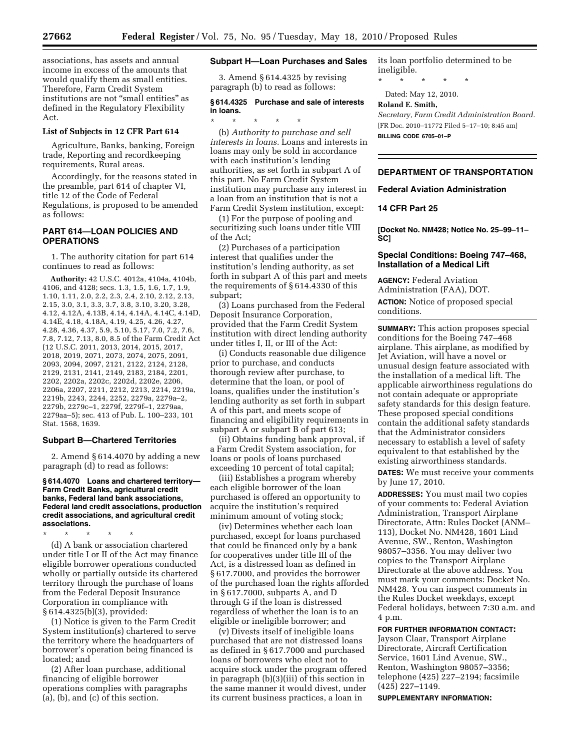associations, has assets and annual income in excess of the amounts that would qualify them as small entities. Therefore, Farm Credit System institutions are not "small entities" as defined in the Regulatory Flexibility Act.

### List of Subjects in 12 CFR Part 614

Agriculture, Banks, banking, Foreign trade, Reporting and recordkeeping requirements, Rural areas.

Accordingly, for the reasons stated in the preamble, part 614 of chapter VI, title 12 of the Code of Federal Regulations, is proposed to be amended as follows:

## PART 614—LOAN POLICIES AND OPERATIONS

1. The authority citation for part 614 continues to read as follows:

**Authority:** 42 U.S.C. 4012a, 4104a, 4104b, 4106, and 4128; secs. 1.3, 1.5, 1.6, 1.7, 1.9, 1.10, 1.11, 2.0, 2.2, 2.3, 2.4, 2.10, 2.12, 2.13, 2.15, 3.0, 3.1, 3.3, 3.7, 3.8, 3.10, 3.20, 3.28, 4.12, 4.12A, 4.13B, 4.14, 4.14A, 4.14C, 4.14D, 4.14E, 4.18, 4.18A, 4.19, 4.25, 4.26, 4.27, 4.28, 4.36, 4.37, 5.9, 5.10, 5.17, 7.0, 7.2, 7.6, 7.8, 7.12, 7.13, 8.0, 8.5 of the Farm Credit Act (12 U.S.C. 2011, 2013, 2014, 2015, 2017, 2018, 2019, 2071, 2073, 2074, 2075, 2091, 2093, 2094, 2097, 2121, 2122, 2124, 2128, 2129, 2131, 2141, 2149, 2183, 2184, 2201, 2202, 2202a, 2202c, 2202d, 2202e, 2206, 2206a, 2207, 2211, 2212, 2213, 2214, 2219a, 2219b, 2243, 2244, 2252, 2279a, 2279a–2, 2279b, 2279c–1, 2279f, 2279f–1, 2279aa, 2279aa–5); sec. 413 of Pub. L. 100–233, 101 Stat. 1568, 1639.

### Subpart B—Chartered Territories

2. Amend § 614.4070 by adding a new paragraph (d) to read as follows:

**§ 614.4070 Loans and chartered territory—Farm Credit Banks, agricultural credit banks, Federal land bank associations, Federal land credit associations, production credit associations, and agricultural credit associations.**

\* \* \* \* \*

(d) A bank or association chartered under title I or II of the Act may finance eligible borrower operations conducted wholly or partially outside its chartered territory through the purchase of loans from the Federal Deposit Insurance Corporation in compliance with § 614.4325(b)(3), provided:

(1) Notice is given to the Farm Credit System institution(s) chartered to serve the territory where the headquarters of borrower's operation being financed is located; and

(2) After loan purchase, additional financing of eligible borrower operations complies with paragraphs (a), (b), and (c) of this section.

### Subpart H—Loan Purchases and Sales

3. Amend § 614.4325 by revising paragraph (b) to read as follows:

**§ 614.4325 Purchase and sale of interests in loans.**

\* \* \* \* \*

(b) *Authority to purchase and sell interests in loans.* Loans and interests in loans may only be sold in accordance with each institution's lending authorities, as set forth in subpart A of this part. No Farm Credit System institution may purchase any interest in a loan from an institution that is not a Farm Credit System institution, except:

(1) For the purpose of pooling and securitizing such loans under title VIII of the Act;

(2) Purchases of a participation interest that qualifies under the institution's lending authority, as set forth in subpart A of this part and meets the requirements of § 614.4330 of this subpart;

(3) Loans purchased from the Federal Deposit Insurance Corporation, provided that the Farm Credit System institution with direct lending authority under titles I, II, or III of the Act:

(i) Conducts reasonable due diligence prior to purchase, and conducts thorough review after purchase, to determine that the loan, or pool of loans, qualifies under the institution's lending authority as set forth in subpart A of this part, and meets scope of financing and eligibility requirements in subpart A or subpart B of part 613;

(ii) Obtains funding bank approval, if a Farm Credit System association, for loans or pools of loans purchased exceeding 10 percent of total capital;

(iii) Establishes a program whereby each eligible borrower of the loan purchased is offered an opportunity to acquire the institution's required minimum amount of voting stock;

(iv) Determines whether each loan purchased, except for loans purchased that could be financed only by a bank for cooperatives under title III of the Act, is a distressed loan as defined in § 617.7000, and provides the borrower of the purchased loan the rights afforded in § 617.7000, subparts A, and D through G if the loan is distressed regardless of whether the loan is to an eligible or ineligible borrower; and

(v) Divests itself of ineligible loans purchased that are not distressed loans as defined in § 617.7000 and purchased loans of borrowers who elect not to acquire stock under the program offered in paragraph (b)(3)(iii) of this section in the same manner it would divest, under its current business practices, a loan in its loan portfolio determined to be ineligible.

\* \* \* \* \*

Dated: May 12, 2010.

**Roland E. Smith,**

*Secretary, Farm Credit Administration Board.*

[FR Doc. 2010–11772 Filed 5–17–10; 8:45 am]

**BILLING CODE 6705–01–P**

## DEPARTMENT OF TRANSPORTATION

### Federal Aviation Administration

### 14 CFR Part 25

**[Docket No. NM428; Notice No. 25–99–11–SC]**

### Special Conditions: Boeing 747–468, Installation of a Medical Lift

**AGENCY:** Federal Aviation Administration (FAA), DOT.

**ACTION:** Notice of proposed special conditions.

**SUMMARY:** This action proposes special conditions for the Boeing 747–468 airplane. This airplane, as modified by Jet Aviation, will have a novel or unusual design feature associated with the installation of a medical lift. The applicable airworthiness regulations do not contain adequate or appropriate safety standards for this design feature. These proposed special conditions contain the additional safety standards that the Administrator considers necessary to establish a level of safety equivalent to that established by the existing airworthiness standards.

**DATES:** We must receive your comments by June 17, 2010.

**ADDRESSES:** You must mail two copies of your comments to: Federal Aviation Administration, Transport Airplane Directorate, Attn: Rules Docket (ANM–113), Docket No. NM428, 1601 Lind Avenue, SW., Renton, Washington 98057–3356. You may deliver two copies to the Transport Airplane Directorate at the above address. You must mark your comments: Docket No. NM428. You can inspect comments in the Rules Docket weekdays, except Federal holidays, between 7:30 a.m. and 4 p.m.

**FOR FURTHER INFORMATION CONTACT:** Jayson Claar, Transport Airplane Directorate, Aircraft Certification Service, 1601 Lind Avenue, SW., Renton, Washington 98057–3356; telephone (425) 227–2194; facsimile (425) 227–1149.

**SUPPLEMENTARY INFORMATION:**